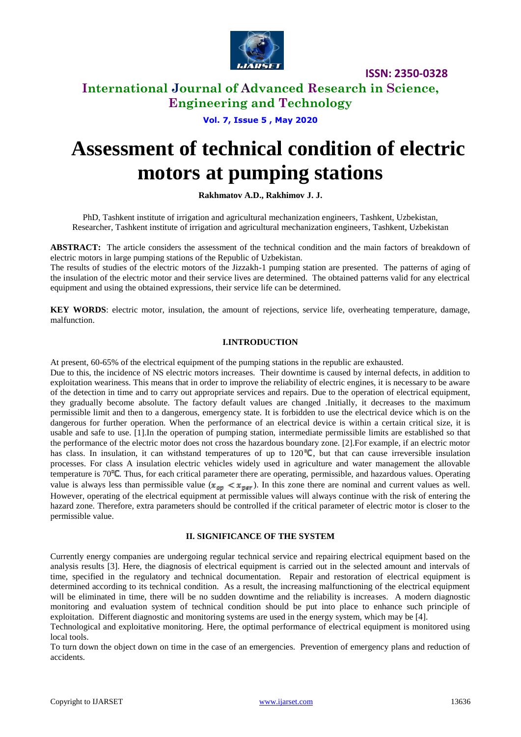# Assessment of technical condition of electric motors at pumping stations

**Rakhmatov A.D., Rakhimov J. J.**

PhD, Tashkent institute of irrigation and agricultural mechanization engineers, Tashkent, Uzbekistan,
Researcher, Tashkent institute of irrigation and agricultural mechanization engineers, Tashkent, Uzbekistan

**ABSTRACT:** The article considers the assessment of the technical condition and the main factors of breakdown of electric motors in large pumping stations of the Republic of Uzbekistan.
The results of studies of the electric motors of the Jizzakh-1 pumping station are presented. The patterns of aging of the insulation of the electric motor and their service lives are determined. The obtained patterns valid for any electrical equipment and using the obtained expressions, their service life can be determined.

**KEY WORDS**: electric motor, insulation, the amount of rejections, service life, overheating temperature, damage, malfunction.

## I.INTRODUCTION

At present, 60-65% of the electrical equipment of the pumping stations in the republic are exhausted.
Due to this, the incidence of NS electric motors increases. Their downtime is caused by internal defects, in addition to exploitation weariness. This means that in order to improve the reliability of electric engines, it is necessary to be aware of the detection in time and to carry out appropriate services and repairs. Due to the operation of electrical equipment, they gradually become absolute. The factory default values are changed .Initially, it decreases to the maximum permissible limit and then to a dangerous, emergency state. It is forbidden to use the electrical device which is on the dangerous for further operation. When the performance of an electrical device is within a certain critical size, it is usable and safe to use. [1].In the operation of pumping station, intermediate permissible limits are established so that the performance of the electric motor does not cross the hazardous boundary zone. [2].For example, if an electric motor has class. In insulation, it can withstand temperatures of up to 120℃, but that can cause irreversible insulation processes. For class A insulation electric vehicles widely used in agriculture and water management the allovable temperature is 70℃. Thus, for each critical parameter there are operating, permissible, and hazardous values. Operating value is always less than permissible value ($x_{op} < x_{per}$). In this zone there are nominal and current values as well. However, operating of the electrical equipment at permissible values will always continue with the risk of entering the hazard zone. Therefore, extra parameters should be controlled if the critical parameter of electric motor is closer to the permissible value.

## II. SIGNIFICANCE OF THE SYSTEM

Currently energy companies are undergoing regular technical service and repairing electrical equipment based on the analysis results [3]. Here, the diagnosis of electrical equipment is carried out in the selected amount and intervals of time, specified in the regulatory and technical documentation. Repair and restoration of electrical equipment is determined according to its technical condition. As a result, the increasing malfunctioning of the electrical equipment will be eliminated in time, there will be no sudden downtime and the reliability is increases. A modern diagnostic monitoring and evaluation system of technical condition should be put into place to enhance such principle of exploitation. Different diagnostic and monitoring systems are used in the energy system, which may be [4].
Technological and exploitative monitoring. Here, the optimal performance of electrical equipment is monitored using local tools.
To turn down the object down on time in the case of an emergencies. Prevention of emergency plans and reduction of accidents.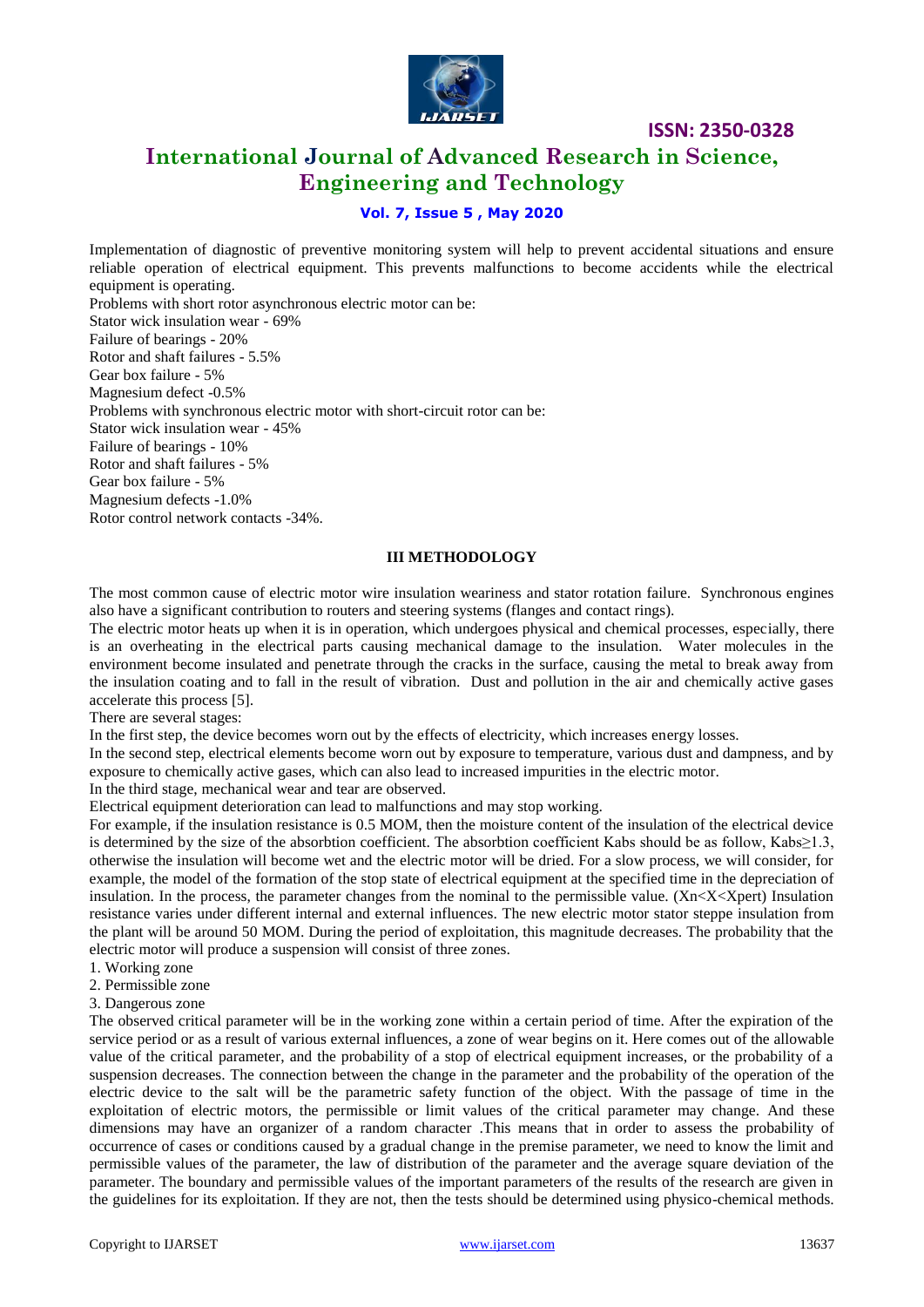Implementation of diagnostic of preventive monitoring system will help to prevent accidental situations and ensure reliable operation of electrical equipment. This prevents malfunctions to become accidents while the electrical equipment is operating.

Problems with short rotor asynchronous electric motor can be:

Stator wick insulation wear - 69%

Failure of bearings - 20%

Rotor and shaft failures - 5.5%

Gear box failure - 5%

Magnesium defect -0.5%

Problems with synchronous electric motor with short-circuit rotor can be:

Stator wick insulation wear - 45%

Failure of bearings - 10%

Rotor and shaft failures - 5%

Gear box failure - 5%

Magnesium defects -1.0%

Rotor control network contacts -34%.

### III METHODOLOGY

The most common cause of electric motor wire insulation weariness and stator rotation failure. Synchronous engines also have a significant contribution to routers and steering systems (flanges and contact rings).

The electric motor heats up when it is in operation, which undergoes physical and chemical processes, especially, there is an overheating in the electrical parts causing mechanical damage to the insulation. Water molecules in the environment become insulated and penetrate through the cracks in the surface, causing the metal to break away from the insulation coating and to fall in the result of vibration. Dust and pollution in the air and chemically active gases accelerate this process [5].

There are several stages:

In the first step, the device becomes worn out by the effects of electricity, which increases energy losses.

In the second step, electrical elements become worn out by exposure to temperature, various dust and dampness, and by exposure to chemically active gases, which can also lead to increased impurities in the electric motor.

In the third stage, mechanical wear and tear are observed.

Electrical equipment deterioration can lead to malfunctions and may stop working.

For example, if the insulation resistance is 0.5 MOM, then the moisture content of the insulation of the electrical device is determined by the size of the absorbtion coefficient. The absorbtion coefficient Kabs should be as follow, $K_{abs} \geq 1.3$, otherwise the insulation will become wet and the electric motor will be dried. For a slow process, we will consider, for example, the model of the formation of the stop state of electrical equipment at the specified time in the depreciation of insulation. In the process, the parameter changes from the nominal to the permissible value. ($X_n < X < X_{pert}$) Insulation resistance varies under different internal and external influences. The new electric motor stator steppe insulation from the plant will be around 50 MOM. During the period of exploitation, this magnitude decreases. The probability that the electric motor will produce a suspension will consist of three zones.

1. Working zone
2. Permissible zone
3. Dangerous zone

The observed critical parameter will be in the working zone within a certain period of time. After the expiration of the service period or as a result of various external influences, a zone of wear begins on it. Here comes out of the allowable value of the critical parameter, and the probability of a stop of electrical equipment increases, or the probability of a suspension decreases. The connection between the change in the parameter and the probability of the operation of the electric device to the salt will be the parametric safety function of the object. With the passage of time in the exploitation of electric motors, the permissible or limit values of the critical parameter may change. And these dimensions may have an organizer of a random character .This means that in order to assess the probability of occurrence of cases or conditions caused by a gradual change in the premise parameter, we need to know the limit and permissible values of the parameter, the law of distribution of the parameter and the average square deviation of the parameter. The boundary and permissible values of the important parameters of the results of the research are given in the guidelines for its exploitation. If they are not, then the tests should be determined using physico-chemical methods.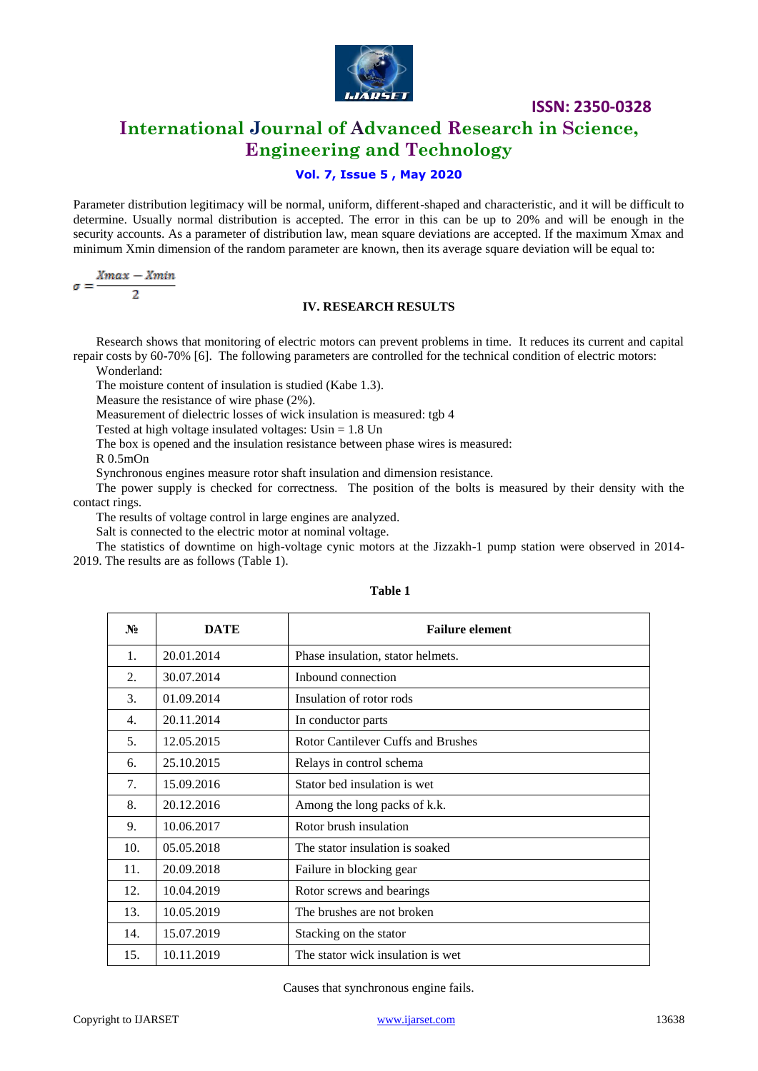Parameter distribution legitimacy will be normal, uniform, different-shaped and characteristic, and it will be difficult to determine. Usually normal distribution is accepted. The error in this can be up to 20% and will be enough in the security accounts. As a parameter of distribution law, mean square deviations are accepted. If the maximum Xmax and minimum Xmin dimension of the random parameter are known, then its average square deviation will be equal to:

$$\sigma = \frac{Xmax - Xmin}{2}$$

## IV. RESEARCH RESULTS

Research shows that monitoring of electric motors can prevent problems in time. It reduces its current and capital repair costs by 60-70% [6]. The following parameters are controlled for the technical condition of electric motors:

Wonderland:

The moisture content of insulation is studied (Kabe 1.3).

Measure the resistance of wire phase (2%).

Measurement of dielectric losses of wick insulation is measured: tgb 4

Tested at high voltage insulated voltages: Usin = 1.8 Un

The box is opened and the insulation resistance between phase wires is measured:

R 0.5mOn

Synchronous engines measure rotor shaft insulation and dimension resistance.

The power supply is checked for correctness. The position of the bolts is measured by their density with the contact rings.

The results of voltage control in large engines are analyzed.

Salt is connected to the electric motor at nominal voltage.

The statistics of downtime on high-voltage cynic motors at the Jizzakh-1 pump station were observed in 2014-2019. The results are as follows (Table 1).

**Table 1**

| № | DATE | Failure element |
|---|---|---|
| 1. | 20.01.2014 | Phase insulation, stator helmets. |
| 2. | 30.07.2014 | Inbound connection |
| 3. | 01.09.2014 | Insulation of rotor rods |
| 4. | 20.11.2014 | In conductor parts |
| 5. | 12.05.2015 | Rotor Cantilever Cuffs and Brushes |
| 6. | 25.10.2015 | Relays in control schema |
| 7. | 15.09.2016 | Stator bed insulation is wet |
| 8. | 20.12.2016 | Among the long packs of k.k. |
| 9. | 10.06.2017 | Rotor brush insulation |
| 10. | 05.05.2018 | The stator insulation is soaked |
| 11. | 20.09.2018 | Failure in blocking gear |
| 12. | 10.04.2019 | Rotor screws and bearings |
| 13. | 10.05.2019 | The brushes are not broken |
| 14. | 15.07.2019 | Stacking on the stator |
| 15. | 10.11.2019 | The stator wick insulation is wet |

Causes that synchronous engine fails.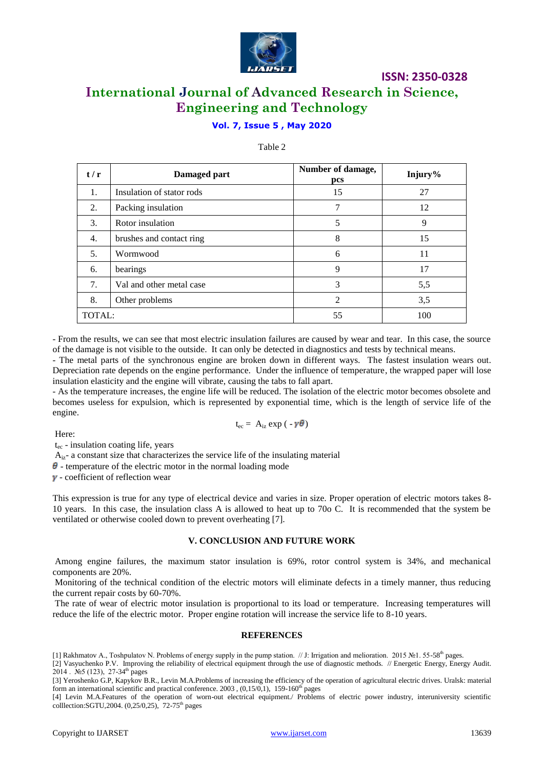Table 2

| t / r | Damaged part | Number of damage, pcs | Injury% |
|---|---|---|---|
| 1. | Insulation of stator rods | 15 | 27 |
| 2. | Packing insulation | 7 | 12 |
| 3. | Rotor insulation | 5 | 9 |
| 4. | brushes and contact ring | 8 | 15 |
| 5. | Wormwood | 6 | 11 |
| 6. | bearings | 9 | 17 |
| 7. | Val and other metal case | 3 | 5,5 |
| 8. | Other problems | 2 | 3,5 |
| TOTAL: | | 55 | 100 |

- From the results, we can see that most electric insulation failures are caused by wear and tear. In this case, the source of the damage is not visible to the outside. It can only be detected in diagnostics and tests by technical means.

- The metal parts of the synchronous engine are broken down in different ways. The fastest insulation wears out. Depreciation rate depends on the engine performance. Under the influence of temperature, the wrapped paper will lose insulation elasticity and the engine will vibrate, causing the tabs to fall apart.

- As the temperature increases, the engine life will be reduced. The isolation of the electric motor becomes obsolete and becomes useless for expulsion, which is represented by exponential time, which is the length of service life of the engine.

$$t_{ec} = A_{iz} \exp(-\gamma\theta)$$

Here:

$t_{ec}$ - insulation coating life, years

$A_{iz}$- a constant size that characterizes the service life of the insulating material

$\theta$ - temperature of the electric motor in the normal loading mode

$\gamma$ - coefficient of reflection wear

This expression is true for any type of electrical device and varies in size. Proper operation of electric motors takes 8-10 years. In this case, the insulation class A is allowed to heat up to 70o C. It is recommended that the system be ventilated or otherwise cooled down to prevent overheating [7].

## V. CONCLUSION AND FUTURE WORK

Among engine failures, the maximum stator insulation is 69%, rotor control system is 34%, and mechanical components are 20%.

Monitoring of the technical condition of the electric motors will eliminate defects in a timely manner, thus reducing the current repair costs by 60-70%.

The rate of wear of electric motor insulation is proportional to its load or temperature. Increasing temperatures will reduce the life of the electric motor. Proper engine rotation will increase the service life to 8-10 years.

## REFERENCES

[1] Rakhmatov A., Toshpulatov N. Problems of energy supply in the pump station. // J: Irrigation and melioration. 2015 №1. 55-58th pages.

[2] Vasyuchenko P.V. Improving the reliability of electrical equipment through the use of diagnostic methods. // Energetic Energy, Energy Audit. 2014 . №5 (123), 27-34th pages

[3] Yeroshenko G.P, Kapykov B.R., Levin M.A.Problems of increasing the efficiency of the operation of agricultural electric drives. Uralsk: material form an international scientific and practical conference. 2003 , (0,15/0,1), 159-160th pages

[4] Levin M.A.Features of the operation of worn-out electrical equipment./ Problems of electric power industry, interuniversity scientific colllection:SGTU,2004. (0,25/0,25), 72-75th pages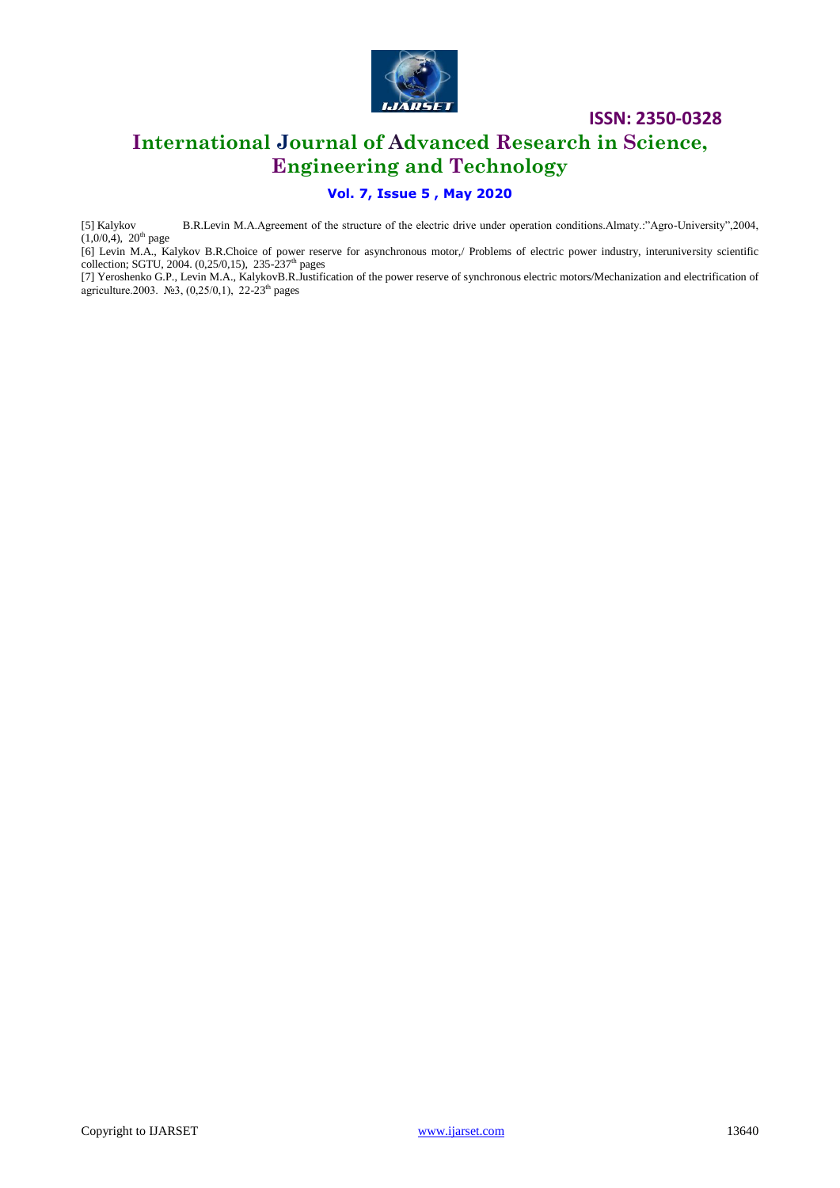[5] Kalykov B.R.Levin M.A.Agreement of the structure of the electric drive under operation conditions.Almaty.:"Agro-University",2004, (1,0/0,4), 20th page

[6] Levin M.A., Kalykov B.R.Choice of power reserve for asynchronous motor,/ Problems of electric power industry, interuniversity scientific collection; SGTU, 2004. (0,25/0,15), 235-237th pages

[7] Yeroshenko G.P., Levin M.A., KalykovB.R.Justification of the power reserve of synchronous electric motors/Mechanization and electrification of agriculture.2003. №3, (0,25/0,1), 22-23th pages